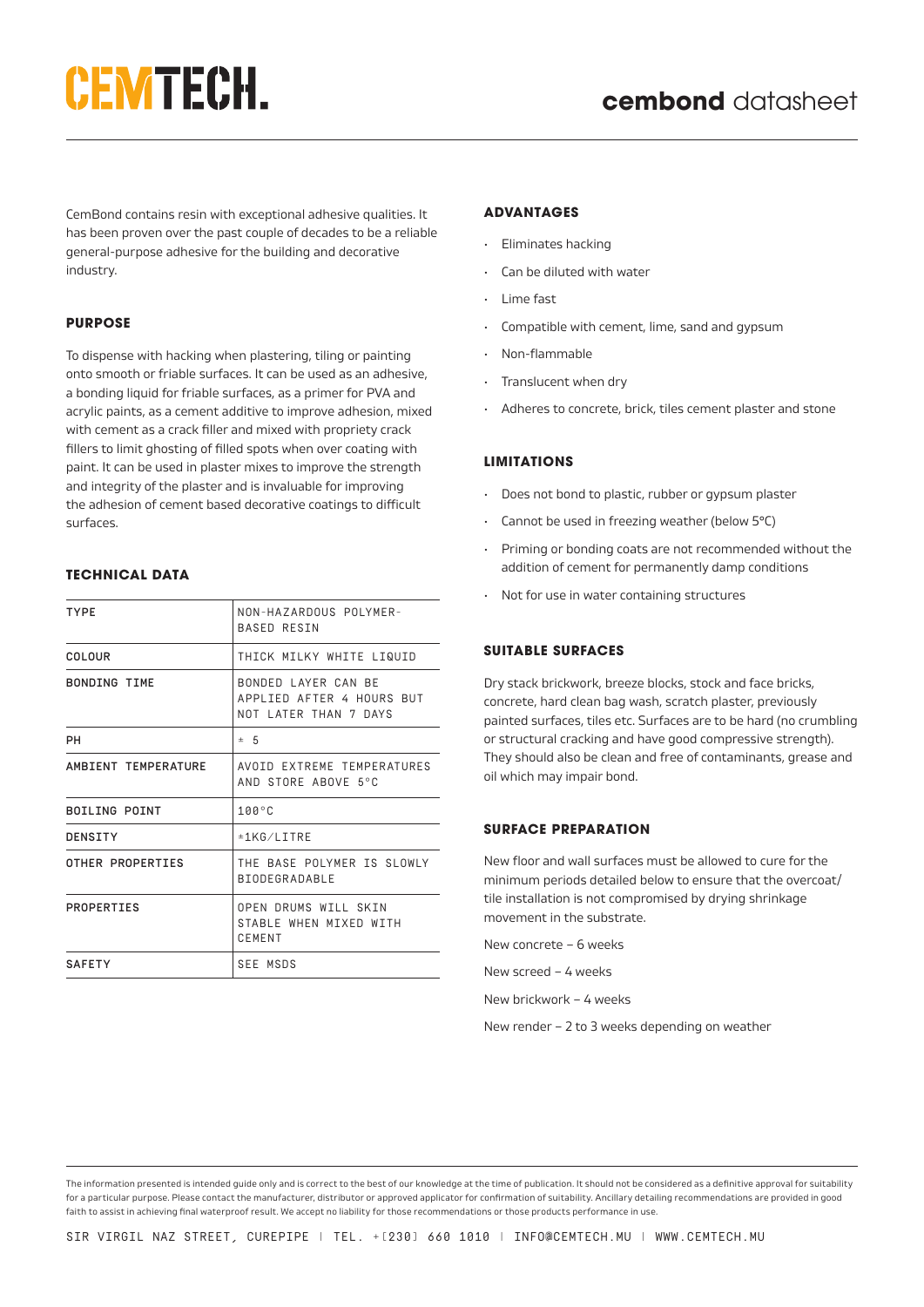# CEMTECH.

## cembond datasheet

CemBond contains resin with exceptional adhesive qualities. It has been proven over the past couple of decades to be a reliable general-purpose adhesive for the building and decorative industry.

### PURPOSE

To dispense with hacking when plastering, tiling or painting onto smooth or friable surfaces. It can be used as an adhesive, a bonding liquid for friable surfaces, as a primer for PVA and acrylic paints, as a cement additive to improve adhesion, mixed with cement as a crack filler and mixed with propriety crack fillers to limit ghosting of filled spots when over coating with paint. It can be used in plaster mixes to improve the strength and integrity of the plaster and is invaluable for improving the adhesion of cement based decorative coatings to difficult surfaces.

### TECHNICAL DATA

| TYPE | NON-HAZARDOUS POLYMER-BASED RESIN |
|---|---|
| COLOUR | THICK MILKY WHITE LIQUID |
| BONDING TIME | BONDED LAYER CAN BE APPLIED AFTER 4 HOURS BUT NOT LATER THAN 7 DAYS |
| PH | ± 5 |
| AMBIENT TEMPERATURE | AVOID EXTREME TEMPERATURES AND STORE ABOVE 5°C |
| BOILING POINT | 100°C |
| DENSITY | ±1KG/LITRE |
| OTHER PROPERTIES | THE BASE POLYMER IS SLOWLY BIODEGRADABLE |
| PROPERTIES | OPEN DRUMS WILL SKIN STABLE WHEN MIXED WITH CEMENT |
| SAFETY | SEE MSDS |

### ADVANTAGES

- Eliminates hacking
- Can be diluted with water
- Lime fast
- Compatible with cement, lime, sand and gypsum
- Non-flammable
- Translucent when dry
- Adheres to concrete, brick, tiles cement plaster and stone

### LIMITATIONS

- Does not bond to plastic, rubber or gypsum plaster
- Cannot be used in freezing weather (below 5°C)
- Priming or bonding coats are not recommended without the addition of cement for permanently damp conditions
- Not for use in water containing structures

### SUITABLE SURFACES

Dry stack brickwork, breeze blocks, stock and face bricks, concrete, hard clean bag wash, scratch plaster, previously painted surfaces, tiles etc. Surfaces are to be hard (no crumbling or structural cracking and have good compressive strength). They should also be clean and free of contaminants, grease and oil which may impair bond.

### SURFACE PREPARATION

New floor and wall surfaces must be allowed to cure for the minimum periods detailed below to ensure that the overcoat/tile installation is not compromised by drying shrinkage movement in the substrate.

New concrete – 6 weeks

New screed – 4 weeks

New brickwork – 4 weeks

New render – 2 to 3 weeks depending on weather

The information presented is intended guide only and is correct to the best of our knowledge at the time of publication. It should not be considered as a definitive approval for suitability for a particular purpose. Please contact the manufacturer, distributor or approved applicator for confirmation of suitability. Ancillary detailing recommendations are provided in good faith to assist in achieving final waterproof result. We accept no liability for those recommendations or those products performance in use.

SIR VIRGIL NAZ STREET, CUREPIPE | TEL. +[230] 660 1010 | INFO@CEMTECH.MU | WWW.CEMTECH.MU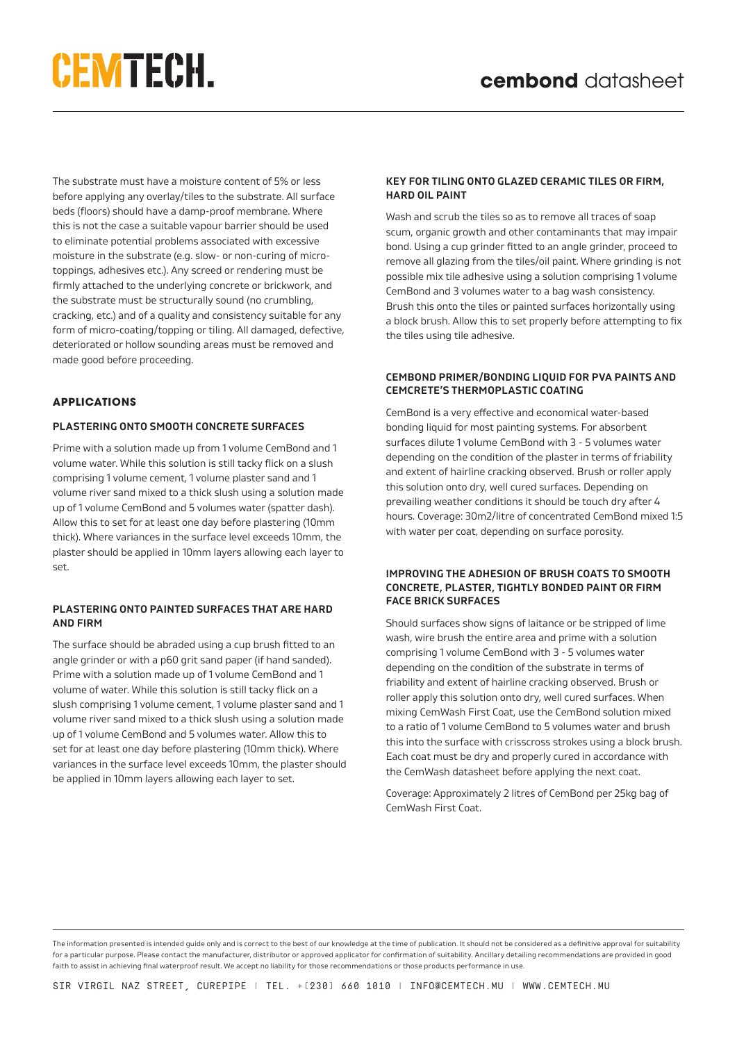The substrate must have a moisture content of 5% or less before applying any overlay/tiles to the substrate. All surface beds (floors) should have a damp-proof membrane. Where this is not the case a suitable vapour barrier should be used to eliminate potential problems associated with excessive moisture in the substrate (e.g. slow- or non-curing of micro-toppings, adhesives etc.). Any screed or rendering must be firmly attached to the underlying concrete or brickwork, and the substrate must be structurally sound (no crumbling, cracking, etc.) and of a quality and consistency suitable for any form of micro-coating/topping or tiling. All damaged, defective, deteriorated or hollow sounding areas must be removed and made good before proceeding.

## APPLICATIONS

### PLASTERING ONTO SMOOTH CONCRETE SURFACES

Prime with a solution made up from 1 volume CemBond and 1 volume water. While this solution is still tacky flick on a slush comprising 1 volume cement, 1 volume plaster sand and 1 volume river sand mixed to a thick slush using a solution made up of 1 volume CemBond and 5 volumes water (spatter dash). Allow this to set for at least one day before plastering (10mm thick). Where variances in the surface level exceeds 10mm, the plaster should be applied in 10mm layers allowing each layer to set.

### PLASTERING ONTO PAINTED SURFACES THAT ARE HARD AND FIRM

The surface should be abraded using a cup brush fitted to an angle grinder or with a p60 grit sand paper (if hand sanded). Prime with a solution made up of 1 volume CemBond and 1 volume of water. While this solution is still tacky flick on a slush comprising 1 volume cement, 1 volume plaster sand and 1 volume river sand mixed to a thick slush using a solution made up of 1 volume CemBond and 5 volumes water. Allow this to set for at least one day before plastering (10mm thick). Where variances in the surface level exceeds 10mm, the plaster should be applied in 10mm layers allowing each layer to set.

### KEY FOR TILING ONTO GLAZED CERAMIC TILES OR FIRM, HARD OIL PAINT

Wash and scrub the tiles so as to remove all traces of soap scum, organic growth and other contaminants that may impair bond. Using a cup grinder fitted to an angle grinder, proceed to remove all glazing from the tiles/oil paint. Where grinding is not possible mix tile adhesive using a solution comprising 1 volume CemBond and 3 volumes water to a bag wash consistency. Brush this onto the tiles or painted surfaces horizontally using a block brush. Allow this to set properly before attempting to fix the tiles using tile adhesive.

### CEMBOND PRIMER/BONDING LIQUID FOR PVA PAINTS AND CEMCRETE'S THERMOPLASTIC COATING

CemBond is a very effective and economical water-based bonding liquid for most painting systems. For absorbent surfaces dilute 1 volume CemBond with 3 - 5 volumes water depending on the condition of the plaster in terms of friability and extent of hairline cracking observed. Brush or roller apply this solution onto dry, well cured surfaces. Depending on prevailing weather conditions it should be touch dry after 4 hours. Coverage: 30m2/litre of concentrated CemBond mixed 1:5 with water per coat, depending on surface porosity.

### IMPROVING THE ADHESION OF BRUSH COATS TO SMOOTH CONCRETE, PLASTER, TIGHTLY BONDED PAINT OR FIRM FACE BRICK SURFACES

Should surfaces show signs of laitance or be stripped of lime wash, wire brush the entire area and prime with a solution comprising 1 volume CemBond with 3 - 5 volumes water depending on the condition of the substrate in terms of friability and extent of hairline cracking observed. Brush or roller apply this solution onto dry, well cured surfaces. When mixing CemWash First Coat, use the CemBond solution mixed to a ratio of 1 volume CemBond to 5 volumes water and brush this into the surface with crisscross strokes using a block brush. Each coat must be dry and properly cured in accordance with the CemWash datasheet before applying the next coat.

Coverage: Approximately 2 litres of CemBond per 25kg bag of CemWash First Coat.

The information presented is intended guide only and is correct to the best of our knowledge at the time of publication. It should not be considered as a definitive approval for suitability for a particular purpose. Please contact the manufacturer, distributor or approved applicator for confirmation of suitability. Ancillary detailing recommendations are provided in good faith to assist in achieving final waterproof result. We accept no liability for those recommendations or those products performance in use.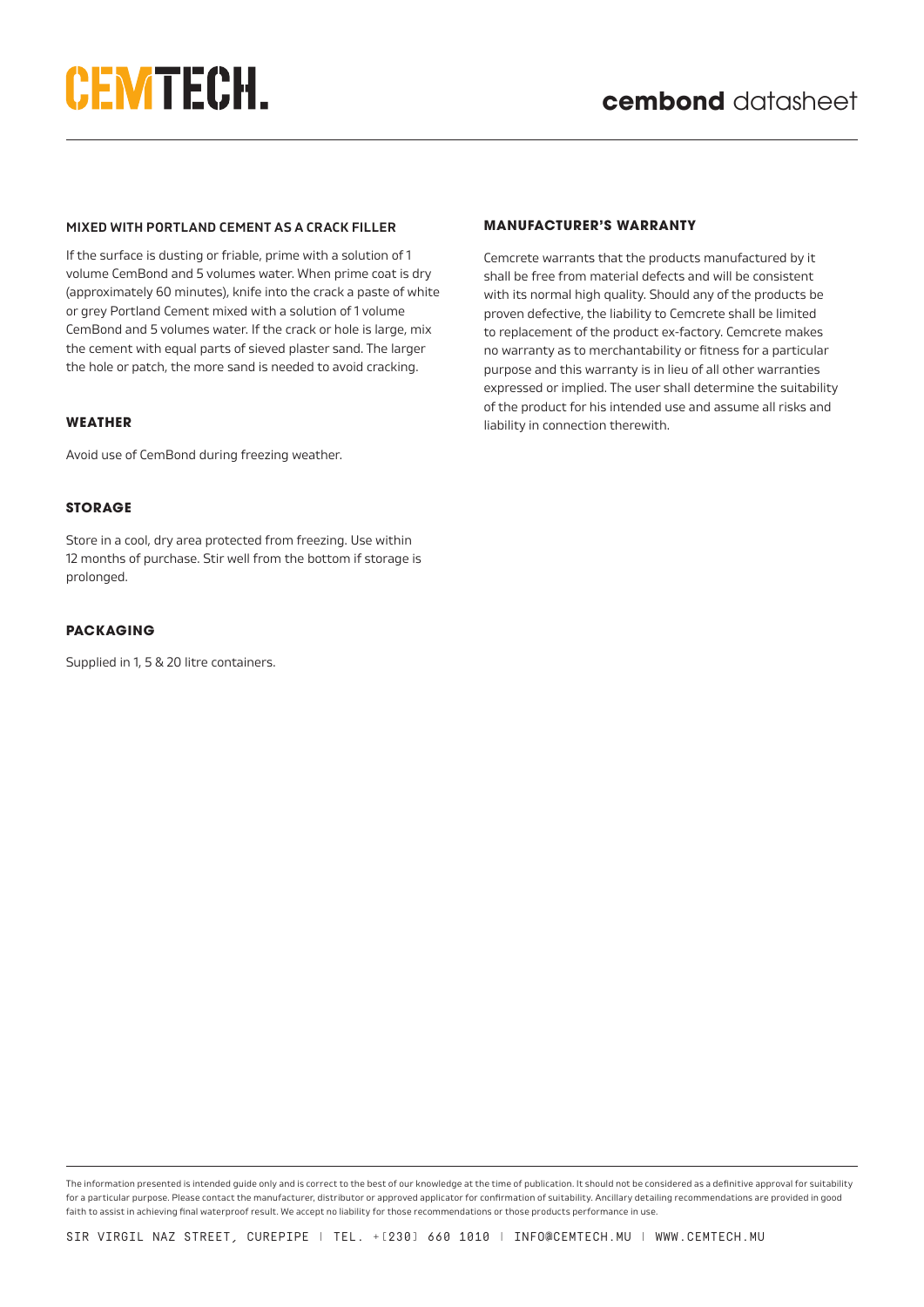#### MIXED WITH PORTLAND CEMENT AS A CRACK FILLER

If the surface is dusting or friable, prime with a solution of 1 volume CemBond and 5 volumes water. When prime coat is dry (approximately 60 minutes), knife into the crack a paste of white or grey Portland Cement mixed with a solution of 1 volume CemBond and 5 volumes water. If the crack or hole is large, mix the cement with equal parts of sieved plaster sand. The larger the hole or patch, the more sand is needed to avoid cracking.

#### WEATHER

Avoid use of CemBond during freezing weather.

#### STORAGE

Store in a cool, dry area protected from freezing. Use within 12 months of purchase. Stir well from the bottom if storage is prolonged.

#### PACKAGING

Supplied in 1, 5 & 20 litre containers.

#### MANUFACTURER'S WARRANTY

Cemcrete warrants that the products manufactured by it shall be free from material defects and will be consistent with its normal high quality. Should any of the products be proven defective, the liability to Cemcrete shall be limited to replacement of the product ex-factory. Cemcrete makes no warranty as to merchantability or fitness for a particular purpose and this warranty is in lieu of all other warranties expressed or implied. The user shall determine the suitability of the product for his intended use and assume all risks and liability in connection therewith.

The information presented is intended guide only and is correct to the best of our knowledge at the time of publication. It should not be considered as a definitive approval for suitability for a particular purpose. Please contact the manufacturer, distributor or approved applicator for confirmation of suitability. Ancillary detailing recommendations are provided in good faith to assist in achieving final waterproof result. We accept no liability for those recommendations or those products performance in use.

SIR VIRGIL NAZ STREET, CUREPIPE | TEL. +[230] 660 1010 | INFO@CEMTECH.MU | WWW.CEMTECH.MU